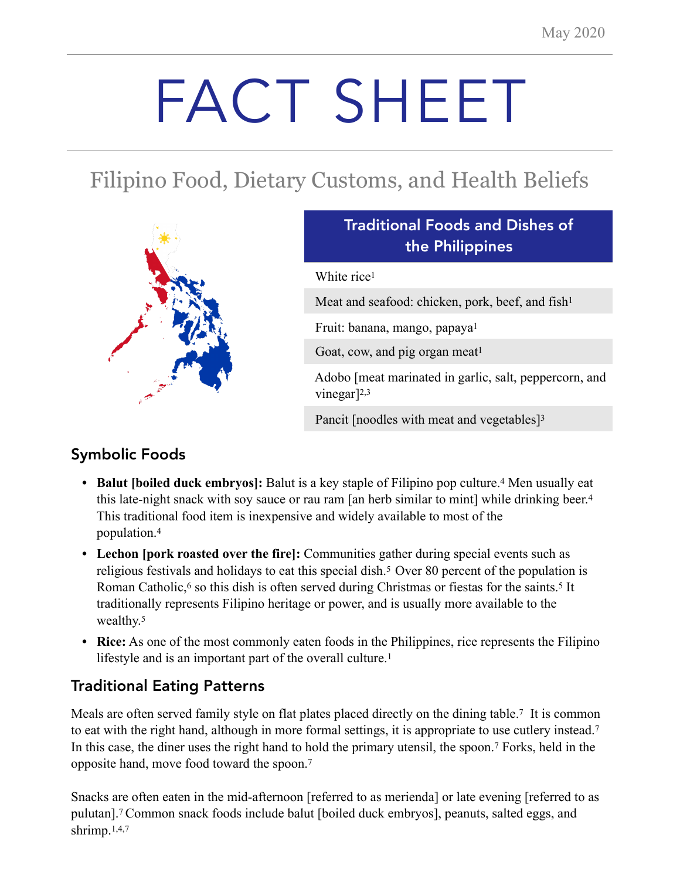May 2020

# FACT SHEET

## Filipino Food, Dietary Customs, and Health Beliefs

| Traditional Foods and Dishes of the Philippines |
|---|
| White rice[1] |
| Meat and seafood: chicken, pork, beef, and fish[1] |
| Fruit: banana, mango, papaya[1] |
| Goat, cow, and pig organ meat[1] |
| Adobo [meat marinated in garlic, salt, peppercorn, and vinegar][2,3] |
| Pancit [noodles with meat and vegetables][3] |

### Symbolic Foods

- **Balut [boiled duck embryos]:** Balut is a key staple of Filipino pop culture.[4] Men usually eat this late-night snack with soy sauce or rau ram [an herb similar to mint] while drinking beer.[4] This traditional food item is inexpensive and widely available to most of the population.[4]
- **Lechon [pork roasted over the fire]:** Communities gather during special events such as religious festivals and holidays to eat this special dish.[5] Over 80 percent of the population is Roman Catholic,[6] so this dish is often served during Christmas or fiestas for the saints.[5] It traditionally represents Filipino heritage or power, and is usually more available to the wealthy.[5]
- **Rice:** As one of the most commonly eaten foods in the Philippines, rice represents the Filipino lifestyle and is an important part of the overall culture.[1]

### Traditional Eating Patterns

Meals are often served family style on flat plates placed directly on the dining table.[7] It is common to eat with the right hand, although in more formal settings, it is appropriate to use cutlery instead.[7] In this case, the diner uses the right hand to hold the primary utensil, the spoon.[7] Forks, held in the opposite hand, move food toward the spoon.[7]

Snacks are often eaten in the mid-afternoon [referred to as merienda] or late evening [referred to as pulutan].[7] Common snack foods include balut [boiled duck embryos], peanuts, salted eggs, and shrimp.[1,4,7]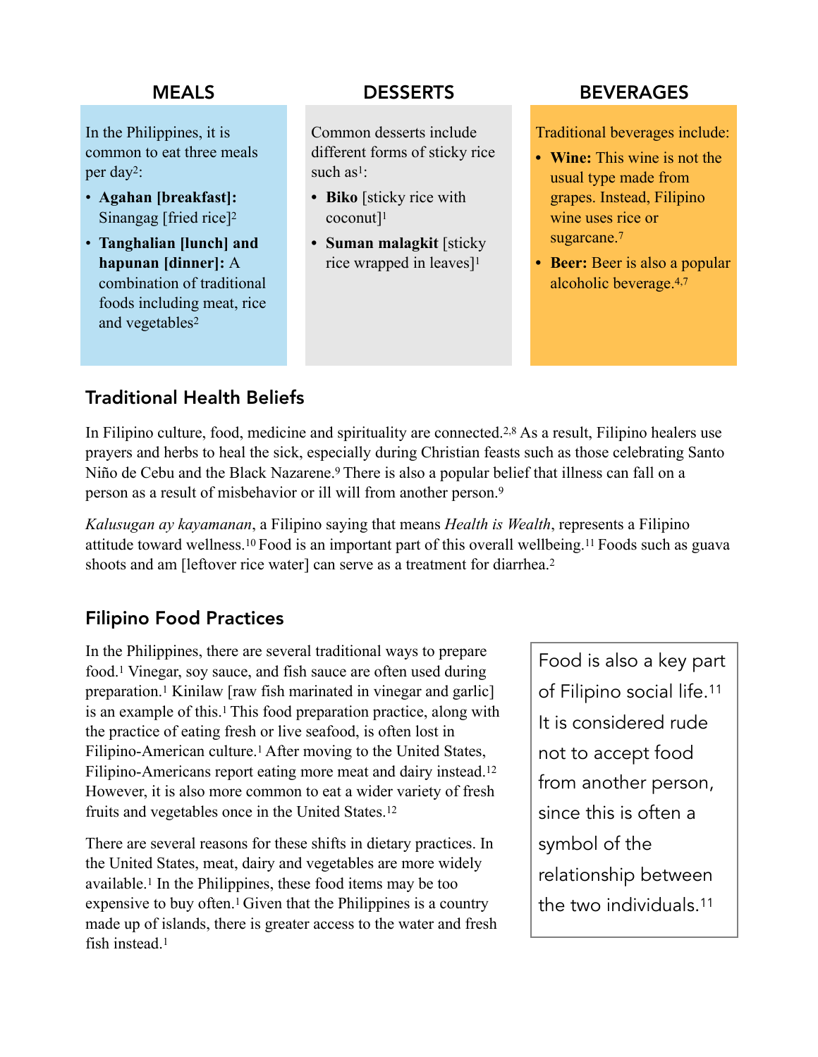## MEALS

In the Philippines, it is common to eat three meals per day[2]:

- **Agahan [breakfast]:** Sinangag [fried rice][2]
- **Tanghalian [lunch] and hapunan [dinner]:** A combination of traditional foods including meat, rice and vegetables[2]

## DESSERTS

Common desserts include different forms of sticky rice such as[1]:

- **Biko** [sticky rice with coconut][1]
- **Suman malagkit** [sticky rice wrapped in leaves][1]

## BEVERAGES

Traditional beverages include:

- **Wine:** This wine is not the usual type made from grapes. Instead, Filipino wine uses rice or sugarcane.[7]
- **Beer:** Beer is also a popular alcoholic beverage.[4,7]

## Traditional Health Beliefs

In Filipino culture, food, medicine and spirituality are connected.[2,8] As a result, Filipino healers use prayers and herbs to heal the sick, especially during Christian feasts such as those celebrating Santo Niño de Cebu and the Black Nazarene.[9] There is also a popular belief that illness can fall on a person as a result of misbehavior or ill will from another person.[9]

*Kalusugan ay kayamanan*, a Filipino saying that means *Health is Wealth*, represents a Filipino attitude toward wellness.[10] Food is an important part of this overall wellbeing.[11] Foods such as guava shoots and am [leftover rice water] can serve as a treatment for diarrhea.[2]

## Filipino Food Practices

In the Philippines, there are several traditional ways to prepare food.[1] Vinegar, soy sauce, and fish sauce are often used during preparation.[1] Kinilaw [raw fish marinated in vinegar and garlic] is an example of this.[1] This food preparation practice, along with the practice of eating fresh or live seafood, is often lost in Filipino-American culture.[1] After moving to the United States, Filipino-Americans report eating more meat and dairy instead.[12] However, it is also more common to eat a wider variety of fresh fruits and vegetables once in the United States.[12]

There are several reasons for these shifts in dietary practices. In the United States, meat, dairy and vegetables are more widely available.[1] In the Philippines, these food items may be too expensive to buy often.[1] Given that the Philippines is a country made up of islands, there is greater access to the water and fresh fish instead.[1]

Food is also a key part of Filipino social life.[11] It is considered rude not to accept food from another person, since this is often a symbol of the relationship between the two individuals.[11]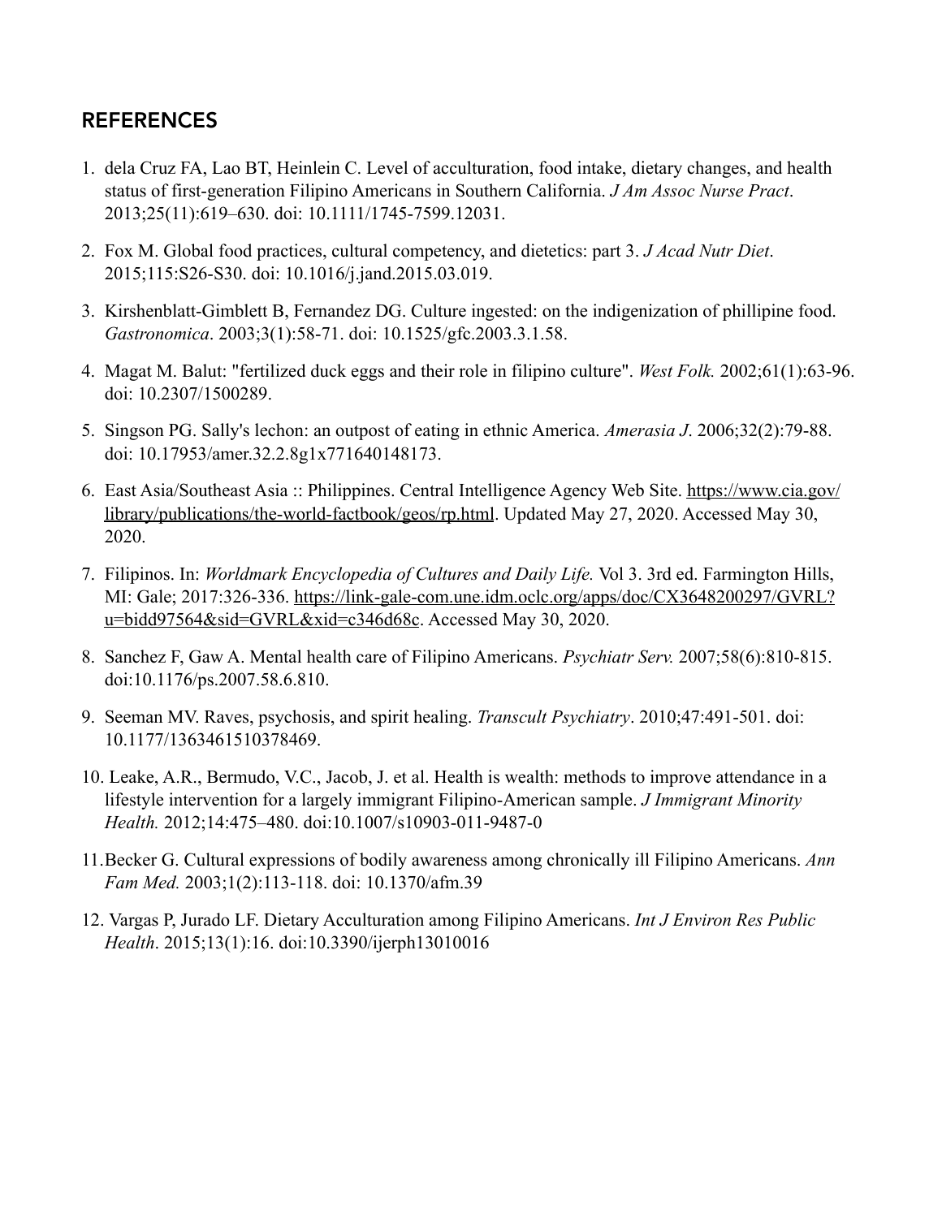## REFERENCES

1. dela Cruz FA, Lao BT, Heinlein C. Level of acculturation, food intake, dietary changes, and health status of first-generation Filipino Americans in Southern California. *J Am Assoc Nurse Pract*. 2013;25(11):619–630. doi: 10.1111/1745-7599.12031.

2. Fox M. Global food practices, cultural competency, and dietetics: part 3. *J Acad Nutr Diet*. 2015;115:S26-S30. doi: 10.1016/j.jand.2015.03.019.

3. Kirshenblatt-Gimblett B, Fernandez DG. Culture ingested: on the indigenization of phillipine food. *Gastronomica*. 2003;3(1):58-71. doi: 10.1525/gfc.2003.3.1.58.

4. Magat M. Balut: "fertilized duck eggs and their role in filipino culture". *West Folk.* 2002;61(1):63-96. doi: 10.2307/1500289.

5. Singson PG. Sally's lechon: an outpost of eating in ethnic America. *Amerasia J*. 2006;32(2):79-88. doi: 10.17953/amer.32.2.8g1x771640148173.

6. East Asia/Southeast Asia :: Philippines. Central Intelligence Agency Web Site. https://www.cia.gov/library/publications/the-world-factbook/geos/rp.html. Updated May 27, 2020. Accessed May 30, 2020.

7. Filipinos. In: *Worldmark Encyclopedia of Cultures and Daily Life.* Vol 3. 3rd ed. Farmington Hills, MI: Gale; 2017:326-336. https://link-gale-com.une.idm.oclc.org/apps/doc/CX3648200297/GVRL?u=bidd97564&sid=GVRL&xid=c346d68c. Accessed May 30, 2020.

8. Sanchez F, Gaw A. Mental health care of Filipino Americans. *Psychiatr Serv.* 2007;58(6):810-815. doi:10.1176/ps.2007.58.6.810.

9. Seeman MV. Raves, psychosis, and spirit healing. *Transcult Psychiatry*. 2010;47:491-501. doi: 10.1177/1363461510378469.

10. Leake, A.R., Bermudo, V.C., Jacob, J. et al. Health is wealth: methods to improve attendance in a lifestyle intervention for a largely immigrant Filipino-American sample. *J Immigrant Minority Health.* 2012;14:475–480. doi:10.1007/s10903-011-9487-0

11. Becker G. Cultural expressions of bodily awareness among chronically ill Filipino Americans. *Ann Fam Med.* 2003;1(2):113-118. doi: 10.1370/afm.39

12. Vargas P, Jurado LF. Dietary Acculturation among Filipino Americans. *Int J Environ Res Public Health*. 2015;13(1):16. doi:10.3390/ijerph13010016